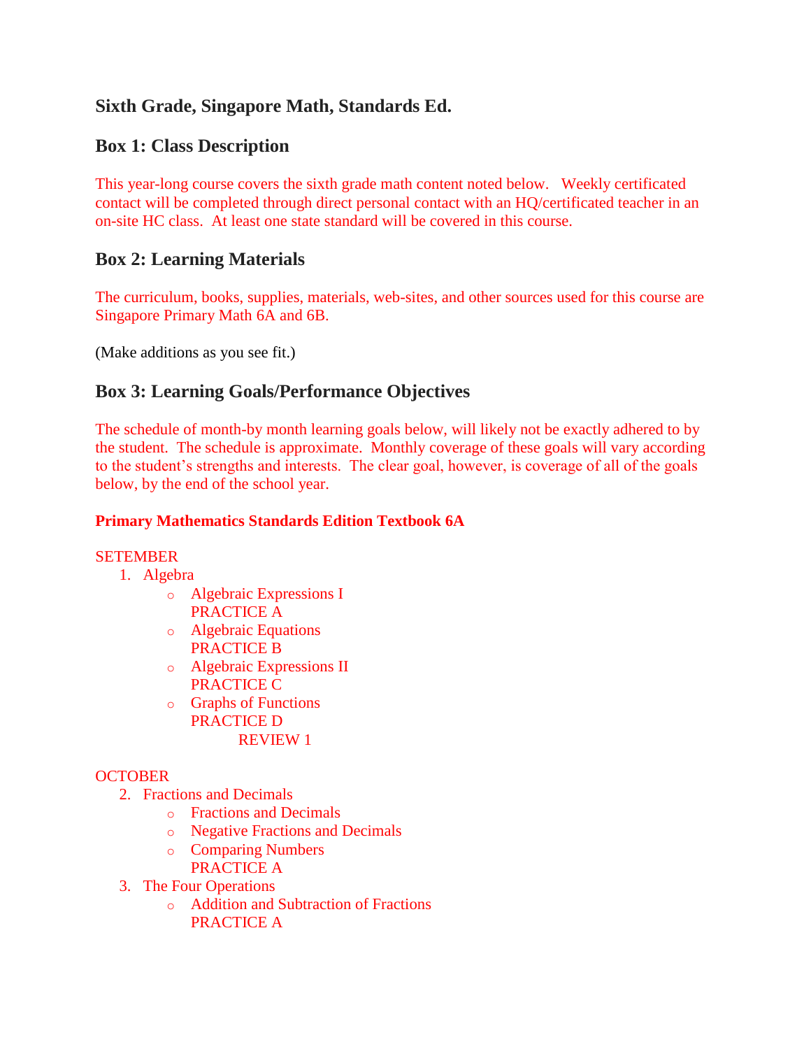## Sixth Grade, Singapore Math, Standards Ed.

### Box 1: Class Description

This year-long course covers the sixth grade math content noted below. Weekly certificated contact will be completed through direct personal contact with an HQ/certificated teacher in an on-site HC class. At least one state standard will be covered in this course.

### Box 2: Learning Materials

The curriculum, books, supplies, materials, web-sites, and other sources used for this course are Singapore Primary Math 6A and 6B.

(Make additions as you see fit.)

### Box 3: Learning Goals/Performance Objectives

The schedule of month-by month learning goals below, will likely not be exactly adhered to by the student. The schedule is approximate. Monthly coverage of these goals will vary according to the student's strengths and interests. The clear goal, however, is coverage of all of the goals below, by the end of the school year.

**Primary Mathematics Standards Edition Textbook 6A**

SETEMBER

1. Algebra
   - Algebraic Expressions I
     PRACTICE A
   - Algebraic Equations
     PRACTICE B
   - Algebraic Expressions II
     PRACTICE C
   - Graphs of Functions
     PRACTICE D
     REVIEW 1

OCTOBER

2. Fractions and Decimals
   - Fractions and Decimals
   - Negative Fractions and Decimals
   - Comparing Numbers
     PRACTICE A
3. The Four Operations
   - Addition and Subtraction of Fractions
     PRACTICE A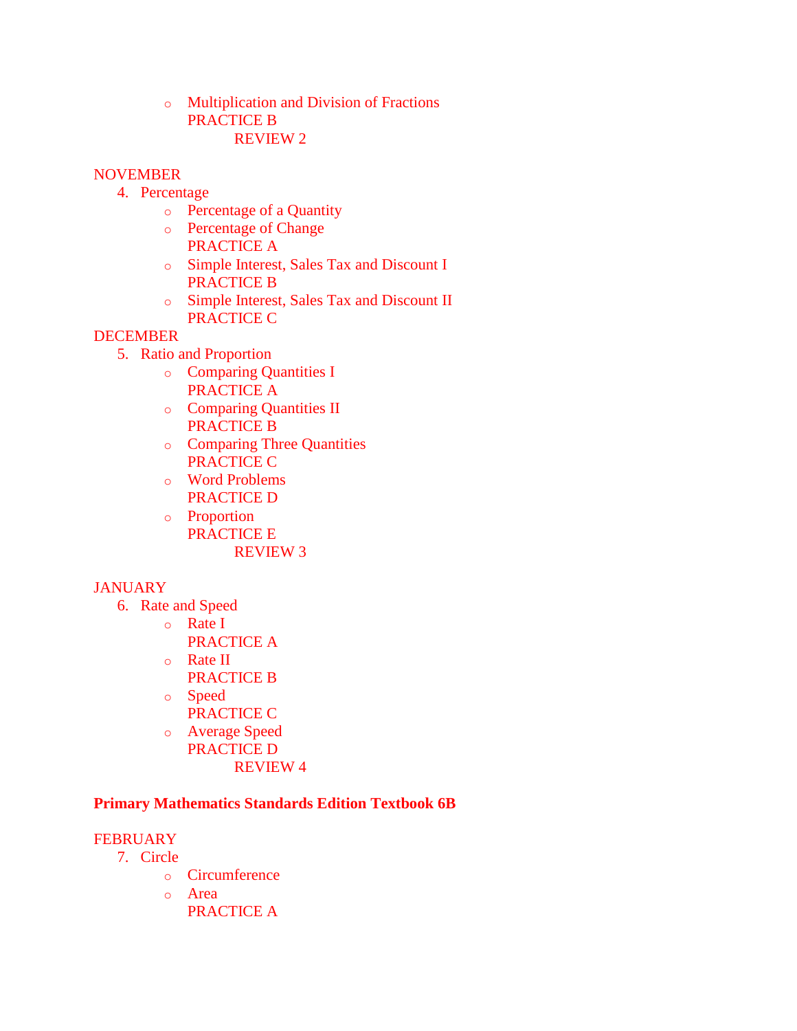- Multiplication and Division of Fractions
  PRACTICE B
  REVIEW 2

NOVEMBER

4. Percentage
   - Percentage of a Quantity
   - Percentage of Change
     PRACTICE A
   - Simple Interest, Sales Tax and Discount I
     PRACTICE B
   - Simple Interest, Sales Tax and Discount II
     PRACTICE C

DECEMBER

5. Ratio and Proportion
   - Comparing Quantities I
     PRACTICE A
   - Comparing Quantities II
     PRACTICE B
   - Comparing Three Quantities
     PRACTICE C
   - Word Problems
     PRACTICE D
   - Proportion
     PRACTICE E
     REVIEW 3

JANUARY

6. Rate and Speed
   - Rate I
     PRACTICE A
   - Rate II
     PRACTICE B
   - Speed
     PRACTICE C
   - Average Speed
     PRACTICE D
     REVIEW 4

**Primary Mathematics Standards Edition Textbook 6B**

FEBRUARY

7. Circle
   - Circumference
   - Area
     PRACTICE A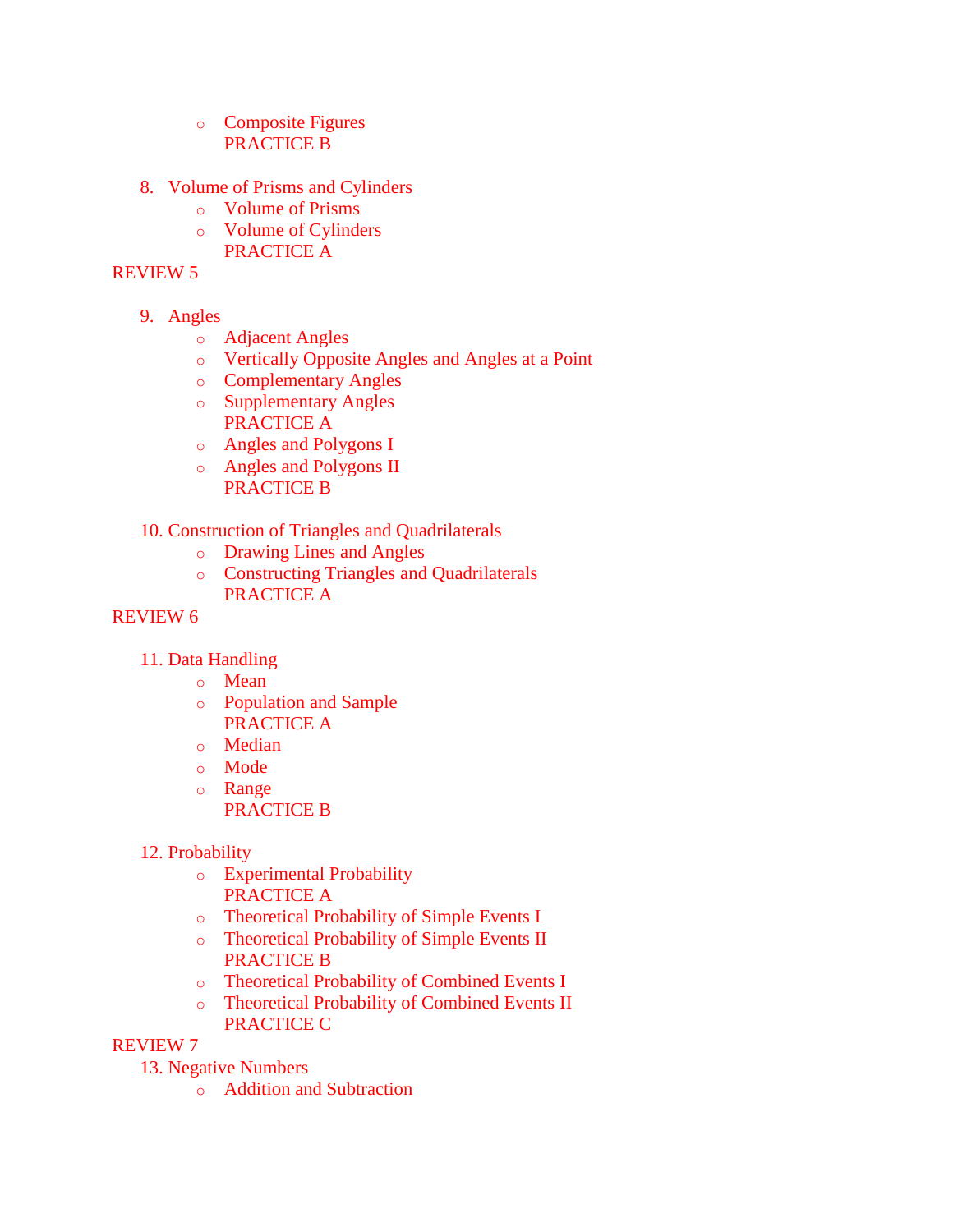- Composite Figures
  PRACTICE B

8. Volume of Prisms and Cylinders
   - Volume of Prisms
   - Volume of Cylinders
     PRACTICE A

REVIEW 5

9. Angles
   - Adjacent Angles
   - Vertically Opposite Angles and Angles at a Point
   - Complementary Angles
   - Supplementary Angles
     PRACTICE A
   - Angles and Polygons I
   - Angles and Polygons II
     PRACTICE B

10. Construction of Triangles and Quadrilaterals
    - Drawing Lines and Angles
    - Constructing Triangles and Quadrilaterals
      PRACTICE A

REVIEW 6

11. Data Handling
    - Mean
    - Population and Sample
      PRACTICE A
    - Median
    - Mode
    - Range
      PRACTICE B

12. Probability
    - Experimental Probability
      PRACTICE A
    - Theoretical Probability of Simple Events I
    - Theoretical Probability of Simple Events II
      PRACTICE B
    - Theoretical Probability of Combined Events I
    - Theoretical Probability of Combined Events II
      PRACTICE C

REVIEW 7

13. Negative Numbers
    - Addition and Subtraction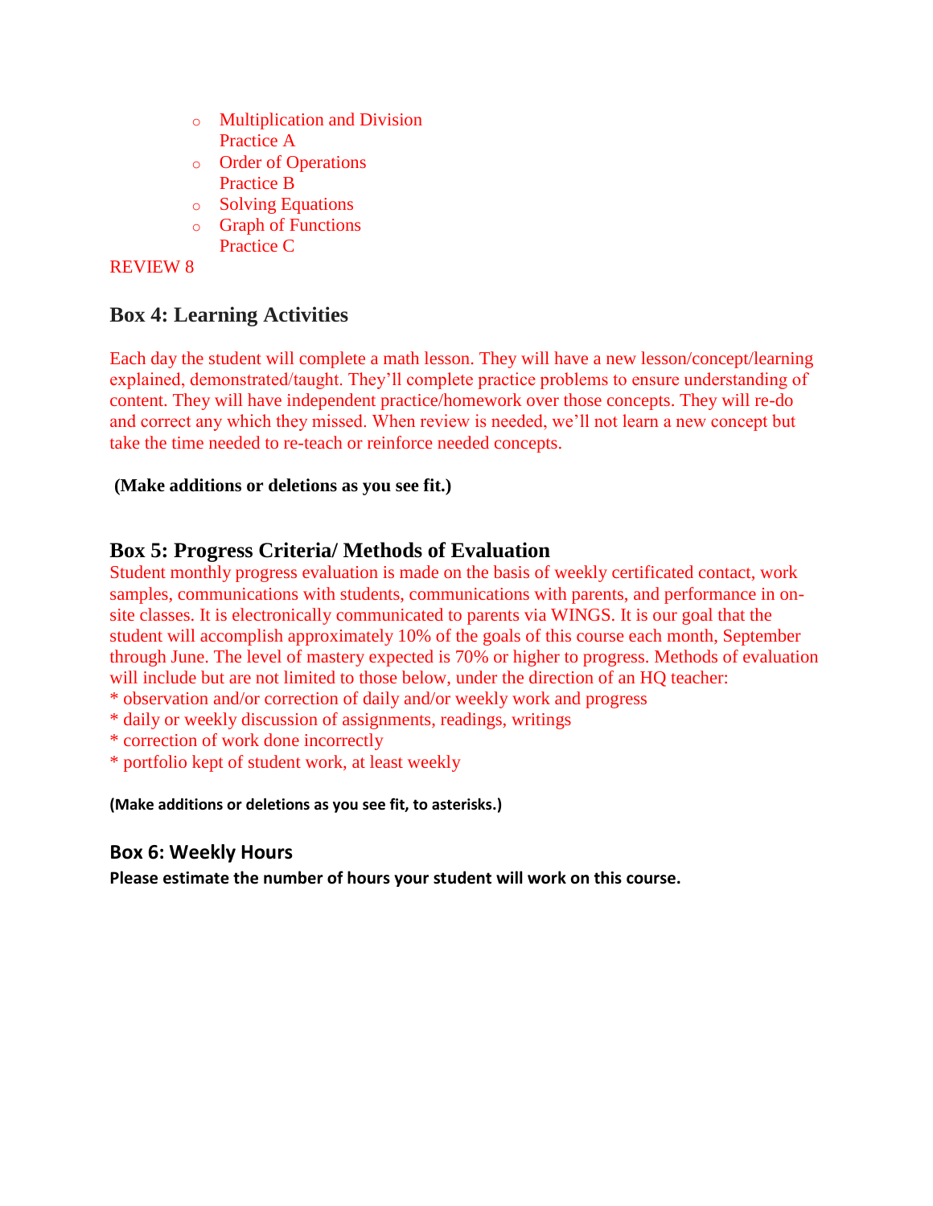- Multiplication and Division
  Practice A
- Order of Operations
  Practice B
- Solving Equations
- Graph of Functions
  Practice C

REVIEW 8

## Box 4: Learning Activities

Each day the student will complete a math lesson. They will have a new lesson/concept/learning explained, demonstrated/taught. They'll complete practice problems to ensure understanding of content. They will have independent practice/homework over those concepts. They will re-do and correct any which they missed. When review is needed, we'll not learn a new concept but take the time needed to re-teach or reinforce needed concepts.

**(Make additions or deletions as you see fit.)**

## Box 5: Progress Criteria/ Methods of Evaluation

Student monthly progress evaluation is made on the basis of weekly certificated contact, work samples, communications with students, communications with parents, and performance in on-site classes. It is electronically communicated to parents via WINGS. It is our goal that the student will accomplish approximately 10% of the goals of this course each month, September through June. The level of mastery expected is 70% or higher to progress. Methods of evaluation will include but are not limited to those below, under the direction of an HQ teacher:

* observation and/or correction of daily and/or weekly work and progress
* daily or weekly discussion of assignments, readings, writings
* correction of work done incorrectly
* portfolio kept of student work, at least weekly

**(Make additions or deletions as you see fit, to asterisks.)**

## Box 6: Weekly Hours

**Please estimate the number of hours your student will work on this course.**